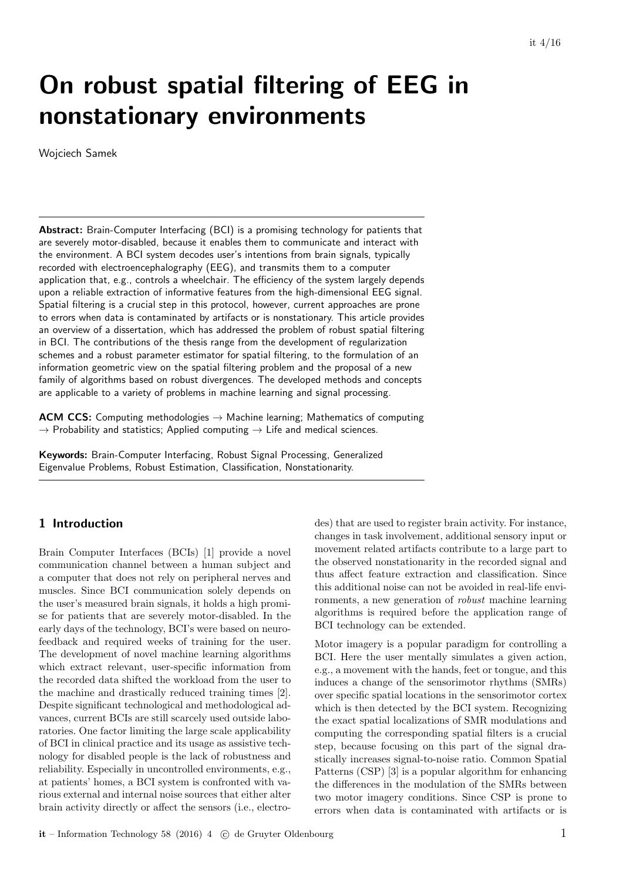# On robust spatial filtering of EEG in nonstationary environments

Wojciech Samek

**Abstract:** Brain-Computer Interfacing (BCI) is a promising technology for patients that are severely motor-disabled, because it enables them to communicate and interact with the environment. A BCI system decodes user's intentions from brain signals, typically recorded with electroencephalography (EEG), and transmits them to a computer application that, e.g., controls a wheelchair. The efficiency of the system largely depends upon a reliable extraction of informative features from the high-dimensional EEG signal. Spatial filtering is a crucial step in this protocol, however, current approaches are prone to errors when data is contaminated by artifacts or is nonstationary. This article provides an overview of a dissertation, which has addressed the problem of robust spatial filtering in BCI. The contributions of the thesis range from the development of regularization schemes and a robust parameter estimator for spatial filtering, to the formulation of an information geometric view on the spatial filtering problem and the proposal of a new family of algorithms based on robust divergences. The developed methods and concepts are applicable to a variety of problems in machine learning and signal processing.

**ACM CCS:** Computing methodologies → Machine learning; Mathematics of computing → Probability and statistics; Applied computing → Life and medical sciences.

**Keywords:** Brain-Computer Interfacing, Robust Signal Processing, Generalized Eigenvalue Problems, Robust Estimation, Classification, Nonstationarity.

## 1 Introduction

Brain Computer Interfaces (BCIs) [1] provide a novel communication channel between a human subject and a computer that does not rely on peripheral nerves and muscles. Since BCI communication solely depends on the user's measured brain signals, it holds a high promise for patients that are severely motor-disabled. In the early days of the technology, BCI's were based on neurofeedback and required weeks of training for the user. The development of novel machine learning algorithms which extract relevant, user-specific information from the recorded data shifted the workload from the user to the machine and drastically reduced training times [2]. Despite significant technological and methodological advances, current BCIs are still scarcely used outside laboratories. One factor limiting the large scale applicability of BCI in clinical practice and its usage as assistive technology for disabled people is the lack of robustness and reliability. Especially in uncontrolled environments, e.g., at patients' homes, a BCI system is confronted with various external and internal noise sources that either alter brain activity directly or affect the sensors (i.e., electrodes) that are used to register brain activity. For instance, changes in task involvement, additional sensory input or movement related artifacts contribute to a large part to the observed nonstationarity in the recorded signal and thus affect feature extraction and classification. Since this additional noise can not be avoided in real-life environments, a new generation of *robust* machine learning algorithms is required before the application range of BCI technology can be extended.

Motor imagery is a popular paradigm for controlling a BCI. Here the user mentally simulates a given action, e.g., a movement with the hands, feet or tongue, and this induces a change of the sensorimotor rhythms (SMRs) over specific spatial locations in the sensorimotor cortex which is then detected by the BCI system. Recognizing the exact spatial localizations of SMR modulations and computing the corresponding spatial filters is a crucial step, because focusing on this part of the signal drastically increases signal-to-noise ratio. Common Spatial Patterns (CSP) [3] is a popular algorithm for enhancing the differences in the modulation of the SMRs between two motor imagery conditions. Since CSP is prone to errors when data is contaminated with artifacts or is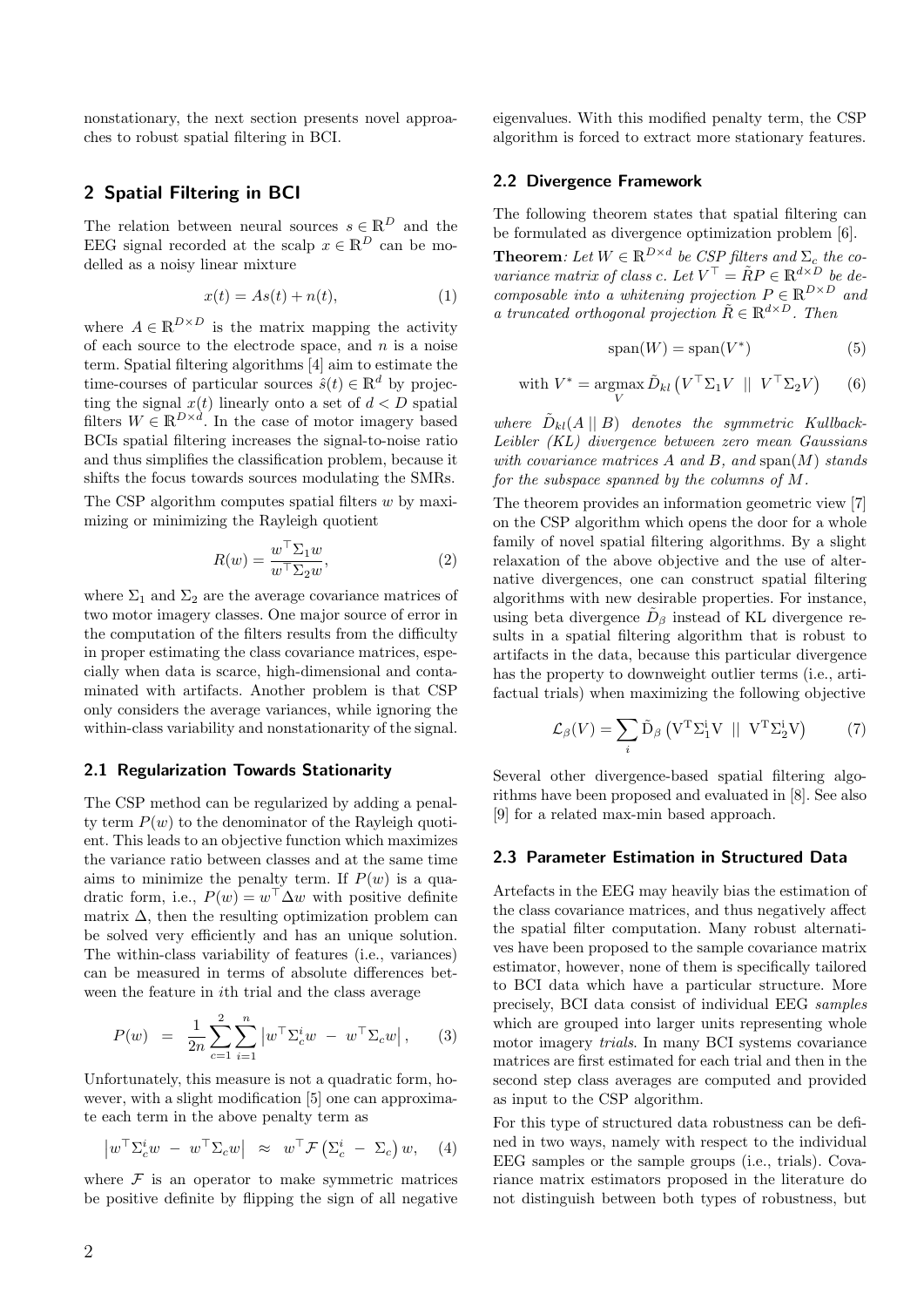nonstationary, the next section presents novel approaches to robust spatial filtering in BCI.

## 2 Spatial Filtering in BCI

The relation between neural sources $s \in \mathbb{R}^D$ and the EEG signal recorded at the scalp $x \in \mathbb{R}^D$ can be modelled as a noisy linear mixture

$$x(t) = As(t) + n(t), \tag{1}$$

where $A \in \mathbb{R}^{D\times D}$ is the matrix mapping the activity of each source to the electrode space, and $n$ is a noise term. Spatial filtering algorithms [4] aim to estimate the time-courses of particular sources $\hat{s}(t) \in \mathbb{R}^d$ by projecting the signal $x(t)$ linearly onto a set of $d < D$ spatial filters $W \in \mathbb{R}^{D\times d}$. In the case of motor imagery based BCIs spatial filtering increases the signal-to-noise ratio and thus simplifies the classification problem, because it shifts the focus towards sources modulating the SMRs.

The CSP algorithm computes spatial filters $w$ by maximizing or minimizing the Rayleigh quotient

$$R(w) = \frac{w^\top \Sigma_1 w}{w^\top \Sigma_2 w}, \tag{2}$$

where $\Sigma_1$ and $\Sigma_2$ are the average covariance matrices of two motor imagery classes. One major source of error in the computation of the filters results from the difficulty in proper estimating the class covariance matrices, especially when data is scarce, high-dimensional and contaminated with artifacts. Another problem is that CSP only considers the average variances, while ignoring the within-class variability and nonstationarity of the signal.

### 2.1 Regularization Towards Stationarity

The CSP method can be regularized by adding a penalty term $P(w)$ to the denominator of the Rayleigh quotient. This leads to an objective function which maximizes the variance ratio between classes and at the same time aims to minimize the penalty term. If $P(w)$ is a quadratic form, i.e., $P(w) = w^\top \Delta w$ with positive definite matrix $\Delta$, then the resulting optimization problem can be solved very efficiently and has an unique solution. The within-class variability of features (i.e., variances) can be measured in terms of absolute differences between the feature in $i$th trial and the class average

$$P(w) \;=\; \frac{1}{2n}\sum_{c=1}^{2}\sum_{i=1}^{n} \left| w^\top \Sigma_c^i w \;-\; w^\top \Sigma_c w \right|, \tag{3}$$

Unfortunately, this measure is not a quadratic form, however, with a slight modification [5] one can approximate each term in the above penalty term as

$$\left| w^\top \Sigma_c^i w \;-\; w^\top \Sigma_c w \right| \;\approx\; w^\top \mathcal{F}\left(\Sigma_c^i \;-\; \Sigma_c\right) w, \tag{4}$$

where $\mathcal{F}$ is an operator to make symmetric matrices be positive definite by flipping the sign of all negative eigenvalues. With this modified penalty term, the CSP algorithm is forced to extract more stationary features.

### 2.2 Divergence Framework

The following theorem states that spatial filtering can be formulated as divergence optimization problem [6].

**Theorem**: *Let $W \in \mathbb{R}^{D\times d}$ be CSP filters and $\Sigma_c$ the covariance matrix of class $c$. Let $V^\top = \tilde{R}P \in \mathbb{R}^{d\times D}$ be decomposable into a whitening projection $P \in \mathbb{R}^{D\times D}$ and a truncated orthogonal projection $\tilde{R} \in \mathbb{R}^{d\times D}$. Then*

$$\operatorname{span}(W) = \operatorname{span}(V^*) \tag{5}$$

$$\text{with } V^* = \underset{V}{\operatorname{argmax}}\, \tilde{D}_{kl}\left(V^\top \Sigma_1 V \;||\; V^\top \Sigma_2 V\right) \tag{6}$$

*where $\tilde{D}_{kl}(A\,||\,B)$ denotes the symmetric Kullback-Leibler (KL) divergence between zero mean Gaussians with covariance matrices $A$ and $B$, and $\operatorname{span}(M)$ stands for the subspace spanned by the columns of $M$.*

The theorem provides an information geometric view [7] on the CSP algorithm which opens the door for a whole family of novel spatial filtering algorithms. By a slight relaxation of the above objective and the use of alternative divergences, one can construct spatial filtering algorithms with new desirable properties. For instance, using beta divergence $\tilde{D}_\beta$ instead of KL divergence results in a spatial filtering algorithm that is robust to artifacts in the data, because this particular divergence has the property to downweight outlier terms (i.e., artifactual trials) when maximizing the following objective

$$\mathcal{L}_\beta(V) = \sum_i \tilde{\mathrm{D}}_\beta\left(\mathrm{V}^\mathrm{T}\Sigma_1^\mathrm{i}\mathrm{V} \;||\; \mathrm{V}^\mathrm{T}\Sigma_2^\mathrm{i}\mathrm{V}\right) \tag{7}$$

Several other divergence-based spatial filtering algorithms have been proposed and evaluated in [8]. See also [9] for a related max-min based approach.

### 2.3 Parameter Estimation in Structured Data

Artefacts in the EEG may heavily bias the estimation of the class covariance matrices, and thus negatively affect the spatial filter computation. Many robust alternatives have been proposed to the sample covariance matrix estimator, however, none of them is specifically tailored to BCI data which have a particular structure. More precisely, BCI data consist of individual EEG *samples* which are grouped into larger units representing whole motor imagery *trials*. In many BCI systems covariance matrices are first estimated for each trial and then in the second step class averages are computed and provided as input to the CSP algorithm.

For this type of structured data robustness can be defined in two ways, namely with respect to the individual EEG samples or the sample groups (i.e., trials). Covariance matrix estimators proposed in the literature do not distinguish between both types of robustness, but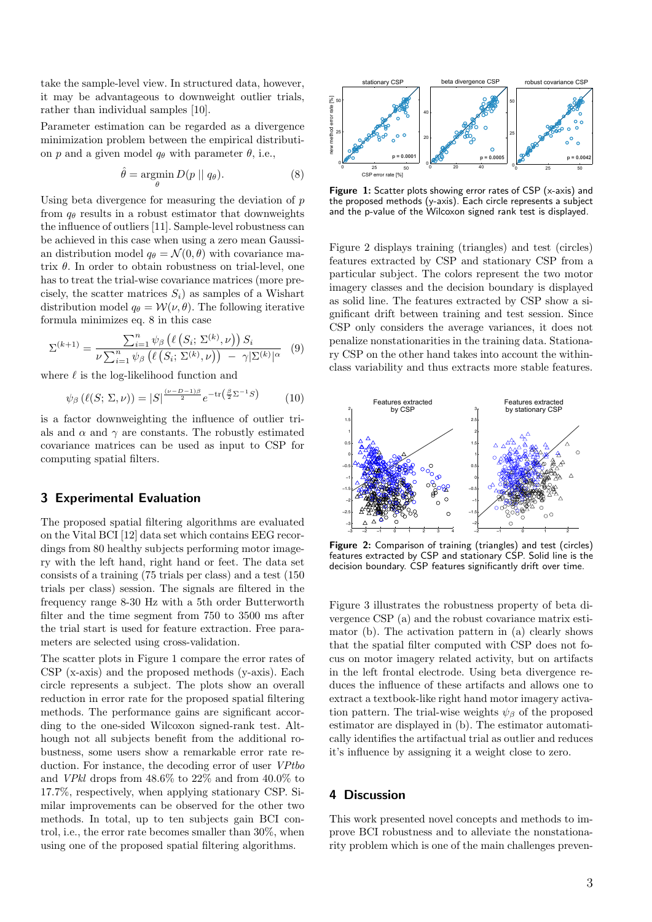take the sample-level view. In structured data, however, it may be advantageous to downweight outlier trials, rather than individual samples [10].

Parameter estimation can be regarded as a divergence minimization problem between the empirical distribution $p$ and a given model $q_\theta$ with parameter $\theta$, i.e.,

$$\hat{\theta} = \underset{\theta}{\operatorname{argmin}}\, D(p \,||\, q_\theta). \tag{8}$$

Using beta divergence for measuring the deviation of $p$ from $q_\theta$ results in a robust estimator that downweights the influence of outliers [11]. Sample-level robustness can be achieved in this case when using a zero mean Gaussian distribution model $q_\theta = \mathcal{N}(0, \theta)$ with covariance matrix $\theta$. In order to obtain robustness on trial-level, one has to treat the trial-wise covariance matrices (more precisely, the scatter matrices $S_i$) as samples of a Wishart distribution model $q_\theta = \mathcal{W}(\nu, \theta)$. The following iterative formula minimizes eq. 8 in this case

$$\Sigma^{(k+1)} = \frac{\sum_{i=1}^{n} \psi_\beta \left( \ell \left( S_i; \Sigma^{(k)}, \nu \right) \right) S_i}{\nu \sum_{i=1}^{n} \psi_\beta \left( \ell \left( S_i; \Sigma^{(k)}, \nu \right) \right) \; - \; \gamma |\Sigma^{(k)}|^\alpha} \tag{9}$$

where $\ell$ is the log-likelihood function and

$$\psi_\beta \left( \ell(S; \Sigma, \nu) \right) = |S|^{\frac{(\nu - D - 1)\beta}{2}} e^{-\mathrm{tr}\left( \frac{\beta}{2} \Sigma^{-1} S \right)} \tag{10}$$

is a factor downweighting the influence of outlier trials and $\alpha$ and $\gamma$ are constants. The robustly estimated covariance matrices can be used as input to CSP for computing spatial filters.

## 3 Experimental Evaluation

The proposed spatial filtering algorithms are evaluated on the Vital BCI [12] data set which contains EEG recordings from 80 healthy subjects performing motor imagery with the left hand, right hand or feet. The data set consists of a training (75 trials per class) and a test (150 trials per class) session. The signals are filtered in the frequency range 8-30 Hz with a 5th order Butterworth filter and the time segment from 750 to 3500 ms after the trial start is used for feature extraction. Free parameters are selected using cross-validation.

The scatter plots in Figure 1 compare the error rates of CSP (x-axis) and the proposed methods (y-axis). Each circle represents a subject. The plots show an overall reduction in error rate for the proposed spatial filtering methods. The performance gains are significant according to the one-sided Wilcoxon signed-rank test. Although not all subjects benefit from the additional robustness, some users show a remarkable error rate reduction. For instance, the decoding error of user *VPtbo* and *VPkl* drops from 48.6% to 22% and from 40.0% to 17.7%, respectively, when applying stationary CSP. Similar improvements can be observed for the other two methods. In total, up to ten subjects gain BCI control, i.e., the error rate becomes smaller than 30%, when using one of the proposed spatial filtering algorithms.

**Figure 1:** Scatter plots showing error rates of CSP (x-axis) and the proposed methods (y-axis). Each circle represents a subject and the p-value of the Wilcoxon signed rank test is displayed.

Figure 2 displays training (triangles) and test (circles) features extracted by CSP and stationary CSP from a particular subject. The colors represent the two motor imagery classes and the decision boundary is displayed as solid line. The features extracted by CSP show a significant drift between training and test session. Since CSP only considers the average variances, it does not penalize nonstationarities in the training data. Stationary CSP on the other hand takes into account the within-class variability and thus extracts more stable features.

**Figure 2:** Comparison of training (triangles) and test (circles) features extracted by CSP and stationary CSP. Solid line is the decision boundary. CSP features significantly drift over time.

Figure 3 illustrates the robustness property of beta divergence CSP (a) and the robust covariance matrix estimator (b). The activation pattern in (a) clearly shows that the spatial filter computed with CSP does not focus on motor imagery related activity, but on artifacts in the left frontal electrode. Using beta divergence reduces the influence of these artifacts and allows one to extract a textbook-like right hand motor imagery activation pattern. The trial-wise weights $\psi_\beta$ of the proposed estimator are displayed in (b). The estimator automatically identifies the artifactual trial as outlier and reduces it's influence by assigning it a weight close to zero.

## 4 Discussion

This work presented novel concepts and methods to improve BCI robustness and to alleviate the nonstationarity problem which is one of the main challenges preven-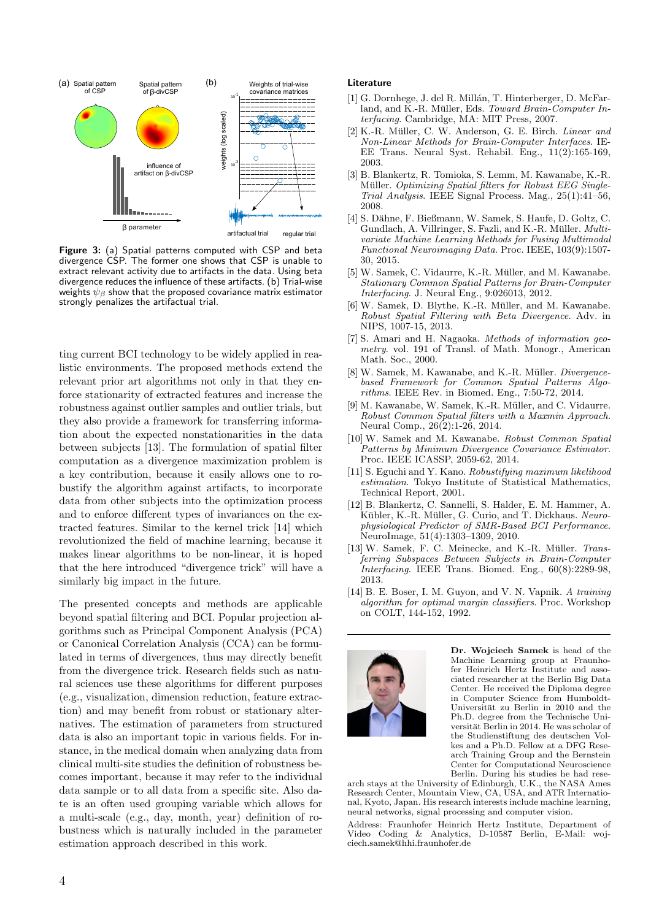(a) Spatial pattern of CSP

Spatial pattern of β-divCSP

influence of artifact on β-divCSP

β parameter

(b) Weights of trial-wise covariance matrices

weights (log scaled)

$10^{-1}$

$10^{-2}$

artifactual trial

regular trial

**Figure 3:** (a) Spatial patterns computed with CSP and beta divergence CSP. The former one shows that CSP is unable to extract relevant activity due to artifacts in the data. Using beta divergence reduces the influence of these artifacts. (b) Trial-wise weights $\psi_\beta$ show that the proposed covariance matrix estimator strongly penalizes the artifactual trial.

ting current BCI technology to be widely applied in realistic environments. The proposed methods extend the relevant prior art algorithms not only in that they enforce stationarity of extracted features and increase the robustness against outlier samples and outlier trials, but they also provide a framework for transferring information about the expected nonstationarities in the data between subjects [13]. The formulation of spatial filter computation as a divergence maximization problem is a key contribution, because it easily allows one to robustify the algorithm against artifacts, to incorporate data from other subjects into the optimization process and to enforce different types of invariances on the extracted features. Similar to the kernel trick [14] which revolutionized the field of machine learning, because it makes linear algorithms to be non-linear, it is hoped that the here introduced "divergence trick" will have a similarly big impact in the future.

The presented concepts and methods are applicable beyond spatial filtering and BCI. Popular projection algorithms such as Principal Component Analysis (PCA) or Canonical Correlation Analysis (CCA) can be formulated in terms of divergences, thus may directly benefit from the divergence trick. Research fields such as natural sciences use these algorithms for different purposes (e.g., visualization, dimension reduction, feature extraction) and may benefit from robust or stationary alternatives. The estimation of parameters from structured data is also an important topic in various fields. For instance, in the medical domain when analyzing data from clinical multi-site studies the definition of robustness becomes important, because it may refer to the individual data sample or to all data from a specific site. Also date is an often used grouping variable which allows for a multi-scale (e.g., day, month, year) definition of robustness which is naturally included in the parameter estimation approach described in this work.

## Literature

[1] G. Dornhege, J. del R. Millán, T. Hinterberger, D. McFarland, and K.-R. Müller, Eds. *Toward Brain-Computer Interfacing*. Cambridge, MA: MIT Press, 2007.

[2] K.-R. Müller, C. W. Anderson, G. E. Birch. *Linear and Non-Linear Methods for Brain-Computer Interfaces*. IEEE Trans. Neural Syst. Rehabil. Eng., 11(2):165-169, 2003.

[3] B. Blankertz, R. Tomioka, S. Lemm, M. Kawanabe, K.-R. Müller. *Optimizing Spatial filters for Robust EEG Single-Trial Analysis*. IEEE Signal Process. Mag., 25(1):41–56, 2008.

[4] S. Dähne, F. Bießmann, W. Samek, S. Haufe, D. Goltz, C. Gundlach, A. Villringer, S. Fazli, and K.-R. Müller. *Multivariate Machine Learning Methods for Fusing Multimodal Functional Neuroimaging Data*. Proc. IEEE, 103(9):1507-30, 2015.

[5] W. Samek, C. Vidaurre, K.-R. Müller, and M. Kawanabe. *Stationary Common Spatial Patterns for Brain-Computer Interfacing*. J. Neural Eng., 9:026013, 2012.

[6] W. Samek, D. Blythe, K.-R. Müller, and M. Kawanabe. *Robust Spatial Filtering with Beta Divergence*. Adv. in NIPS, 1007-15, 2013.

[7] S. Amari and H. Nagaoka. *Methods of information geometry*. vol. 191 of Transl. of Math. Monogr., American Math. Soc., 2000.

[8] W. Samek, M. Kawanabe, and K.-R. Müller. *Divergence-based Framework for Common Spatial Patterns Algorithms*. IEEE Rev. in Biomed. Eng., 7:50-72, 2014.

[9] M. Kawanabe, W. Samek, K.-R. Müller, and C. Vidaurre. *Robust Common Spatial filters with a Maxmin Approach*. Neural Comp., 26(2):1-26, 2014.

[10] W. Samek and M. Kawanabe. *Robust Common Spatial Patterns by Minimum Divergence Covariance Estimator*. Proc. IEEE ICASSP, 2059-62, 2014.

[11] S. Eguchi and Y. Kano. *Robustifying maximum likelihood estimation*. Tokyo Institute of Statistical Mathematics, Technical Report, 2001.

[12] B. Blankertz, C. Sannelli, S. Halder, E. M. Hammer, A. Kübler, K.-R. Müller, G. Curio, and T. Dickhaus. *Neurophysiological Predictor of SMR-Based BCI Performance*. NeuroImage, 51(4):1303–1309, 2010.

[13] W. Samek, F. C. Meinecke, and K.-R. Müller. *Transferring Subspaces Between Subjects in Brain-Computer Interfacing*. IEEE Trans. Biomed. Eng., 60(8):2289-98, 2013.

[14] B. E. Boser, I. M. Guyon, and V. N. Vapnik. *A training algorithm for optimal margin classifiers*. Proc. Workshop on COLT, 144-152, 1992.

---

**Dr. Wojciech Samek** is head of the Machine Learning group at Fraunhofer Heinrich Hertz Institute and associated researcher at the Berlin Big Data Center. He received the Diploma degree in Computer Science from Humboldt-Universität zu Berlin in 2010 and the Ph.D. degree from the Technische Universität Berlin in 2014. He was scholar of the Studienstiftung des deutschen Volkes and a Ph.D. Fellow at a DFG Research Training Group and the Bernstein Center for Computational Neuroscience Berlin. During his studies he had research stays at the University of Edinburgh, U.K., the NASA Ames Research Center, Mountain View, CA, USA, and ATR International, Kyoto, Japan. His research interests include machine learning, neural networks, signal processing and computer vision.

Address: Fraunhofer Heinrich Hertz Institute, Department of Video Coding & Analytics, D-10587 Berlin, E-Mail: wojciech.samek@hhi.fraunhofer.de